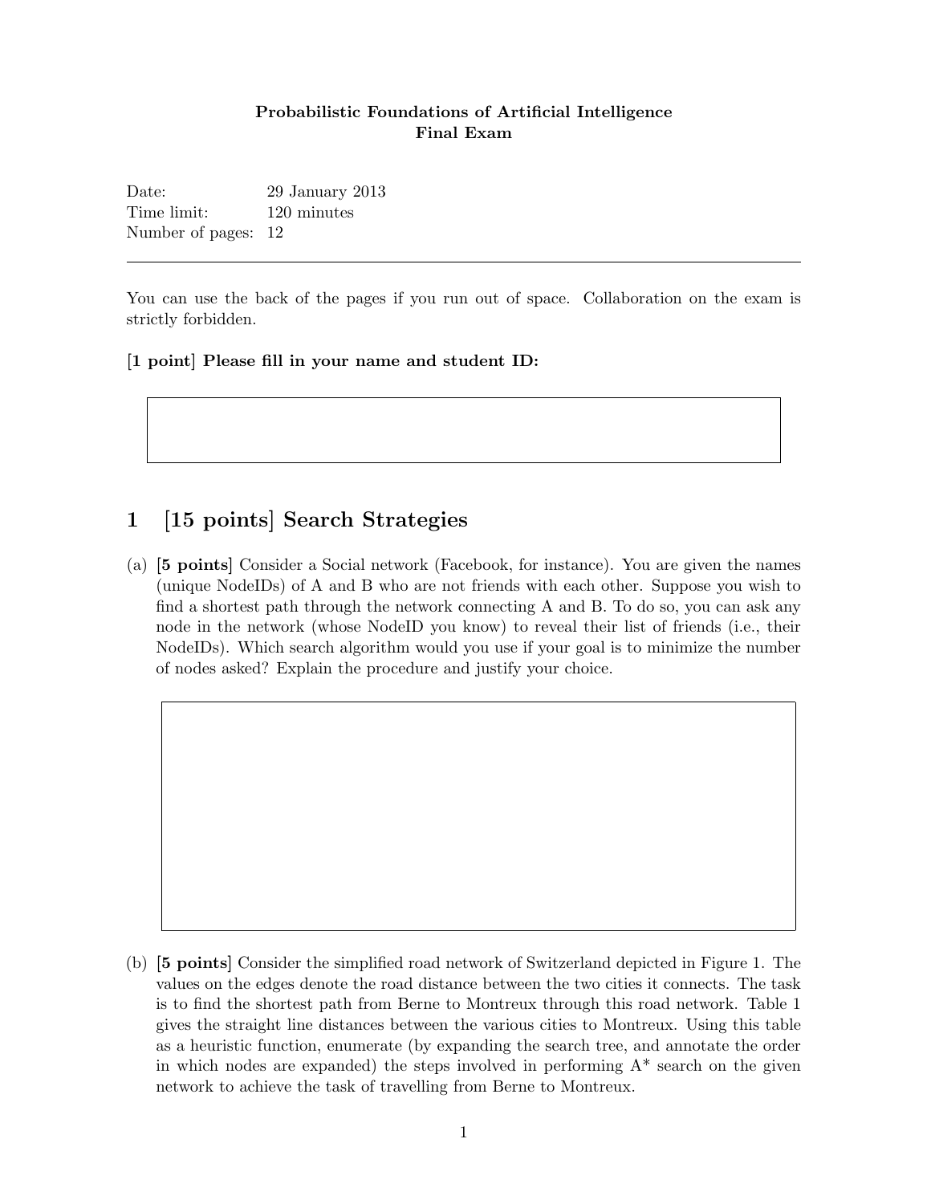**Probabilistic Foundations of Artificial Intelligence**
**Final Exam**

Date: 29 January 2013
Time limit: 120 minutes
Number of pages: 12

---

You can use the back of the pages if you run out of space. Collaboration on the exam is strictly forbidden.

**[1 point] Please fill in your name and student ID:**

## 1 [15 points] Search Strategies

(a) [**5 points**] Consider a Social network (Facebook, for instance). You are given the names (unique NodeIDs) of A and B who are not friends with each other. Suppose you wish to find a shortest path through the network connecting A and B. To do so, you can ask any node in the network (whose NodeID you know) to reveal their list of friends (i.e., their NodeIDs). Which search algorithm would you use if your goal is to minimize the number of nodes asked? Explain the procedure and justify your choice.

(b) [**5 points**] Consider the simplified road network of Switzerland depicted in Figure 1. The values on the edges denote the road distance between the two cities it connects. The task is to find the shortest path from Berne to Montreux through this road network. Table 1 gives the straight line distances between the various cities to Montreux. Using this table as a heuristic function, enumerate (by expanding the search tree, and annotate the order in which nodes are expanded) the steps involved in performing A* search on the given network to achieve the task of travelling from Berne to Montreux.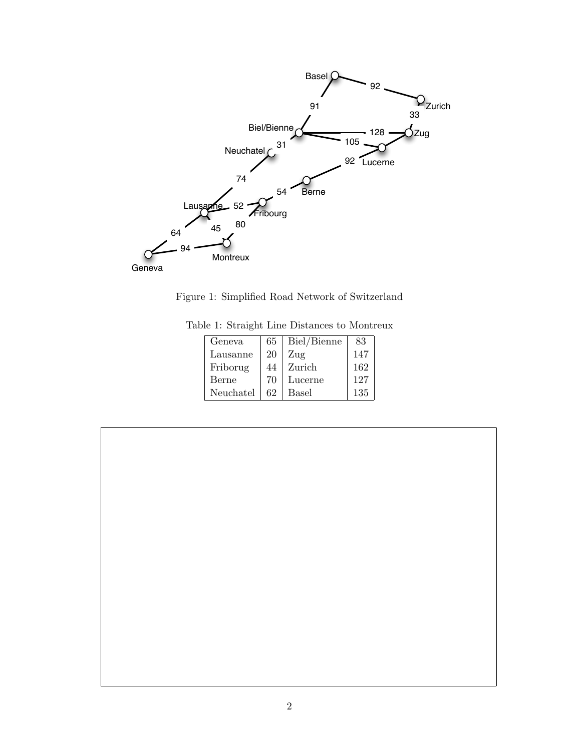Figure 1: Simplified Road Network of Switzerland

Table 1: Straight Line Distances to Montreux

| Geneva | 65 | Biel/Bienne | 83 |
|---|---|---|---|
| Lausanne | 20 | Zug | 147 |
| Friborug | 44 | Zurich | 162 |
| Berne | 70 | Lucerne | 127 |
| Neuchatel | 62 | Basel | 135 |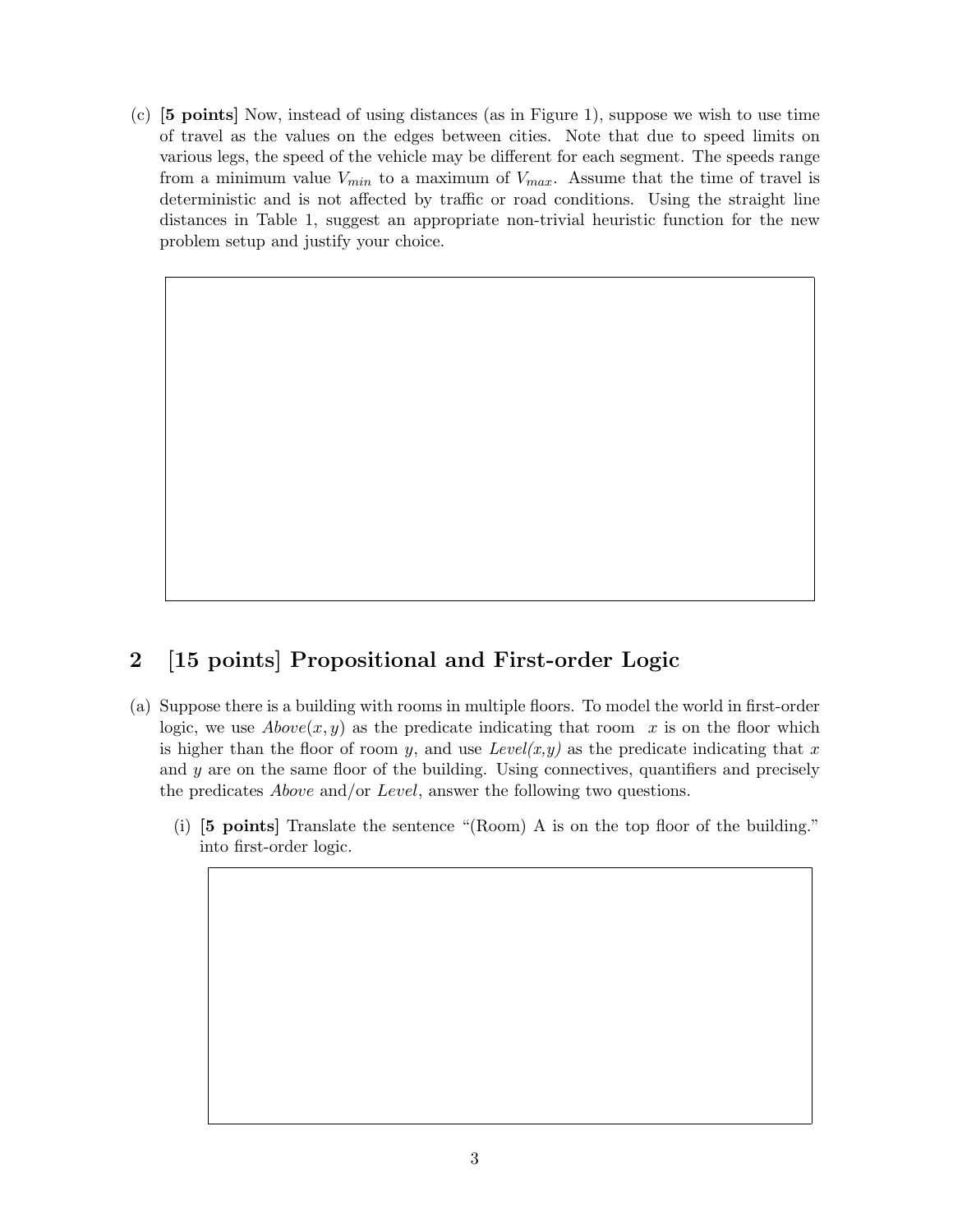(c) **[5 points]** Now, instead of using distances (as in Figure 1), suppose we wish to use time of travel as the values on the edges between cities. Note that due to speed limits on various legs, the speed of the vehicle may be different for each segment. The speeds range from a minimum value $V_{min}$ to a maximum of $V_{max}$. Assume that the time of travel is deterministic and is not affected by traffic or road conditions. Using the straight line distances in Table 1, suggest an appropriate non-trivial heuristic function for the new problem setup and justify your choice.

## 2 [15 points] Propositional and First-order Logic

(a) Suppose there is a building with rooms in multiple floors. To model the world in first-order logic, we use $Above(x, y)$ as the predicate indicating that room $x$ is on the floor which is higher than the floor of room $y$, and use *Level(x,y)* as the predicate indicating that $x$ and $y$ are on the same floor of the building. Using connectives, quantifiers and precisely the predicates *Above* and/or *Level*, answer the following two questions.

(i) **[5 points]** Translate the sentence "(Room) A is on the top floor of the building." into first-order logic.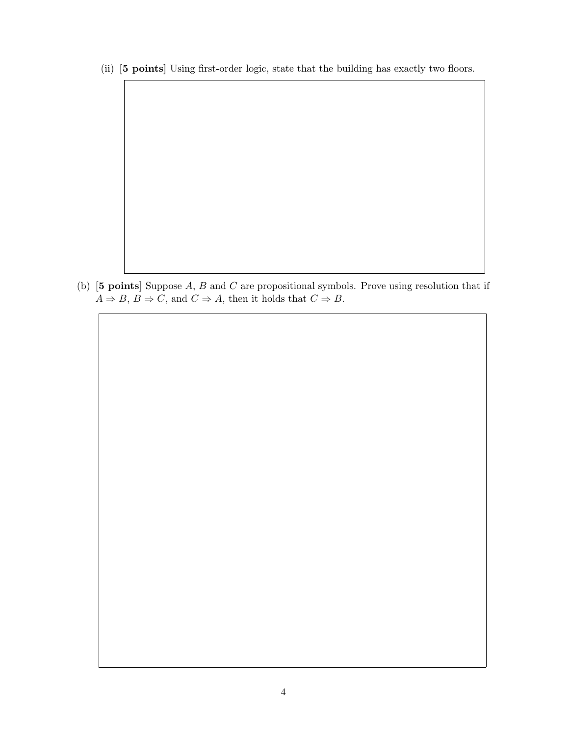(ii) **[5 points]** Using first-order logic, state that the building has exactly two floors.

(b) **[5 points]** Suppose $A$, $B$ and $C$ are propositional symbols. Prove using resolution that if $A \Rightarrow B$, $B \Rightarrow C$, and $C \Rightarrow A$, then it holds that $C \Rightarrow B$.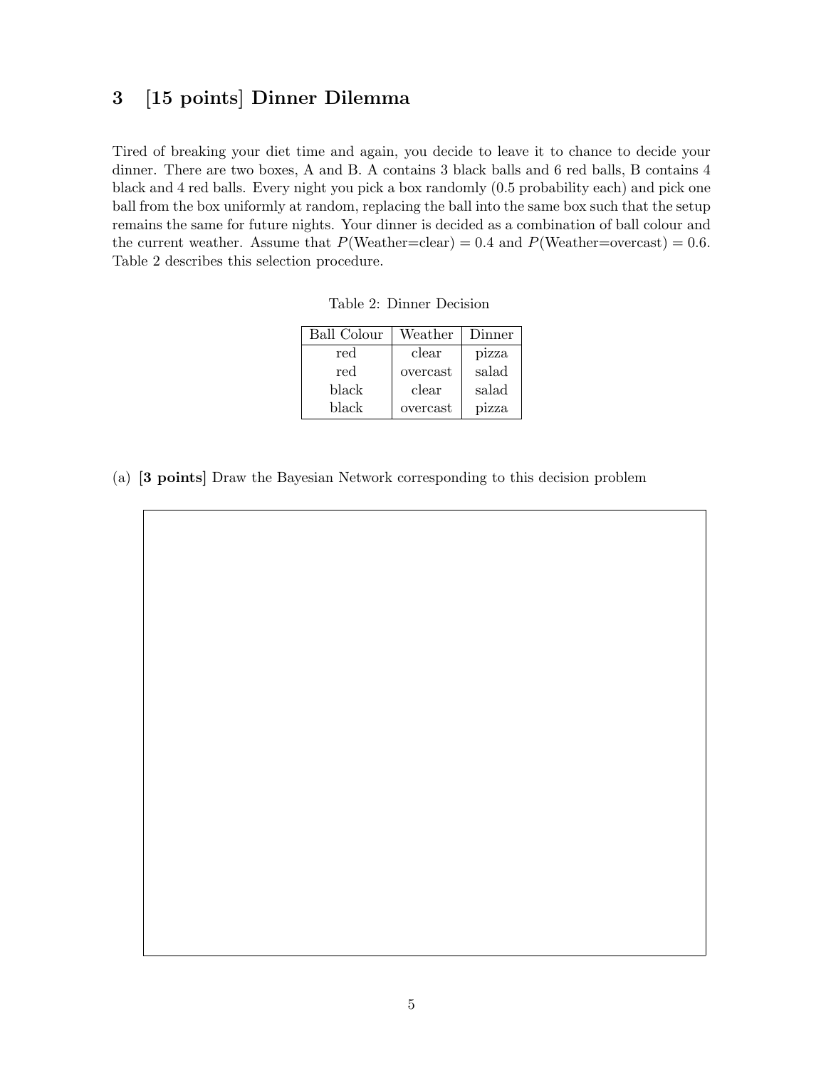## 3 [15 points] Dinner Dilemma

Tired of breaking your diet time and again, you decide to leave it to chance to decide your dinner. There are two boxes, A and B. A contains 3 black balls and 6 red balls, B contains 4 black and 4 red balls. Every night you pick a box randomly (0.5 probability each) and pick one ball from the box uniformly at random, replacing the ball into the same box such that the setup remains the same for future nights. Your dinner is decided as a combination of ball colour and the current weather. Assume that $P(\text{Weather=clear}) = 0.4$ and $P(\text{Weather=overcast}) = 0.6$. Table 2 describes this selection procedure.

Table 2: Dinner Decision

| Ball Colour | Weather | Dinner |
|---|---|---|
| red | clear | pizza |
| red | overcast | salad |
| black | clear | salad |
| black | overcast | pizza |

(a) **[3 points]** Draw the Bayesian Network corresponding to this decision problem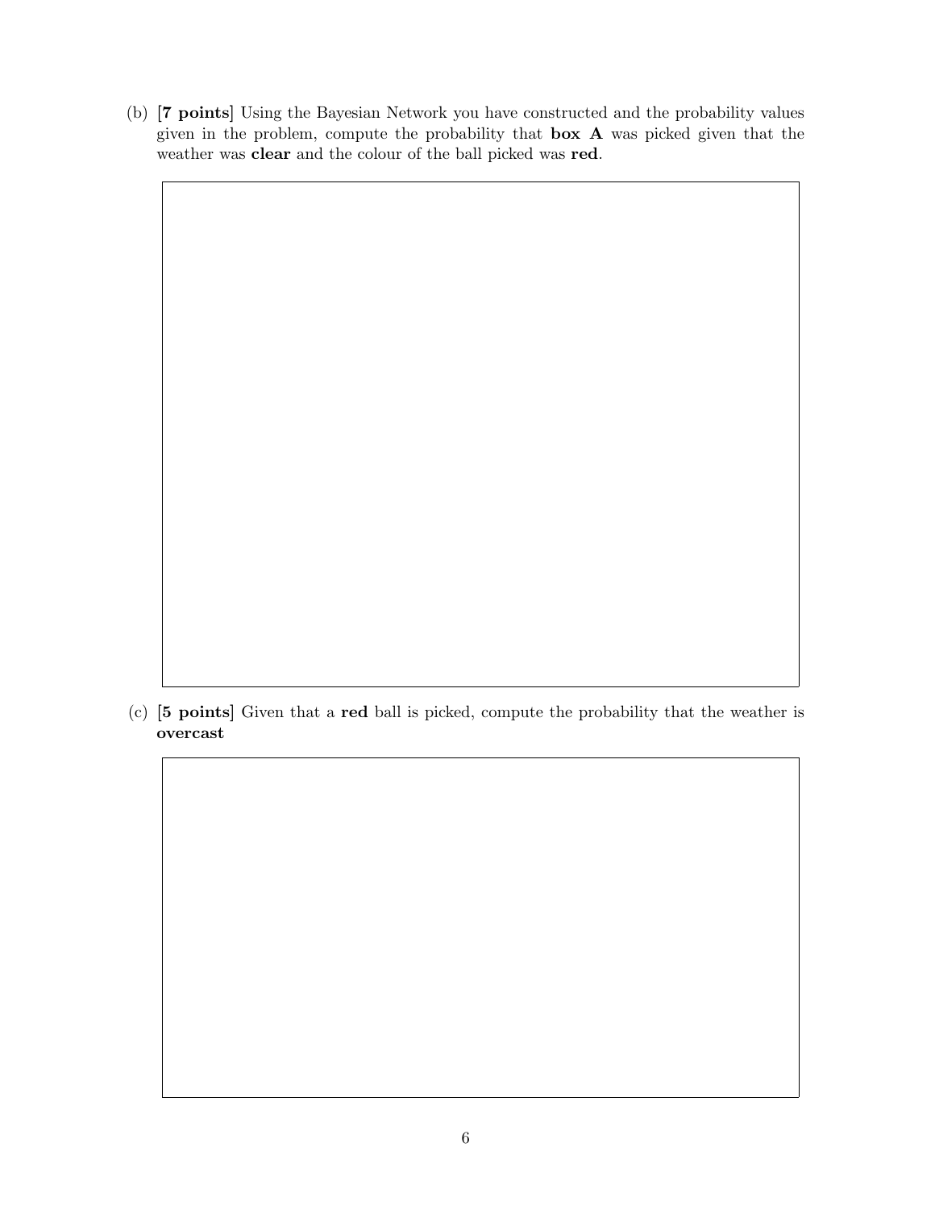(b) [**7 points**] Using the Bayesian Network you have constructed and the probability values given in the problem, compute the probability that **box A** was picked given that the weather was **clear** and the colour of the ball picked was **red**.

(c) [**5 points**] Given that a **red** ball is picked, compute the probability that the weather is **overcast**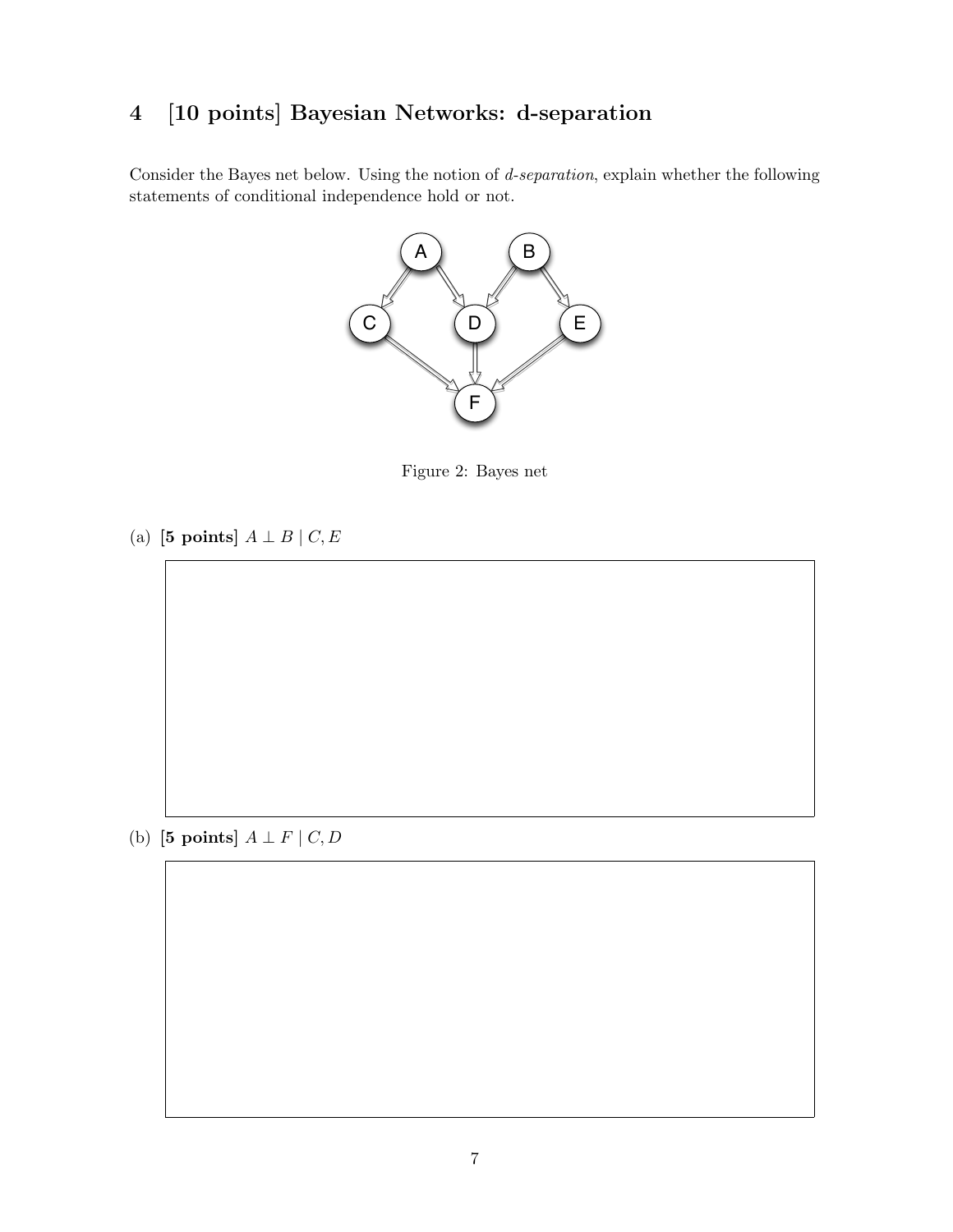# 4 [10 points] Bayesian Networks: d-separation

Consider the Bayes net below. Using the notion of *d-separation*, explain whether the following statements of conditional independence hold or not.

Figure 2: Bayes net

(a) **[5 points]** $A \perp B \mid C, E$

(b) **[5 points]** $A \perp F \mid C, D$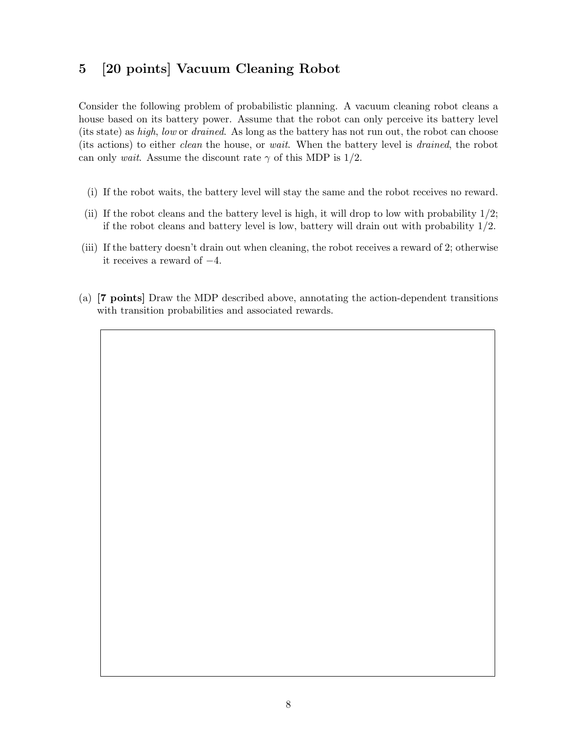## 5 [20 points] Vacuum Cleaning Robot

Consider the following problem of probabilistic planning. A vacuum cleaning robot cleans a house based on its battery power. Assume that the robot can only perceive its battery level (its state) as *high*, *low* or *drained*. As long as the battery has not run out, the robot can choose (its actions) to either *clean* the house, or *wait*. When the battery level is *drained*, the robot can only *wait*. Assume the discount rate $\gamma$ of this MDP is $1/2$.

(i) If the robot waits, the battery level will stay the same and the robot receives no reward.

(ii) If the robot cleans and the battery level is high, it will drop to low with probability $1/2$; if the robot cleans and battery level is low, battery will drain out with probability $1/2$.

(iii) If the battery doesn't drain out when cleaning, the robot receives a reward of 2; otherwise it receives a reward of $-4$.

(a) **[7 points]** Draw the MDP described above, annotating the action-dependent transitions with transition probabilities and associated rewards.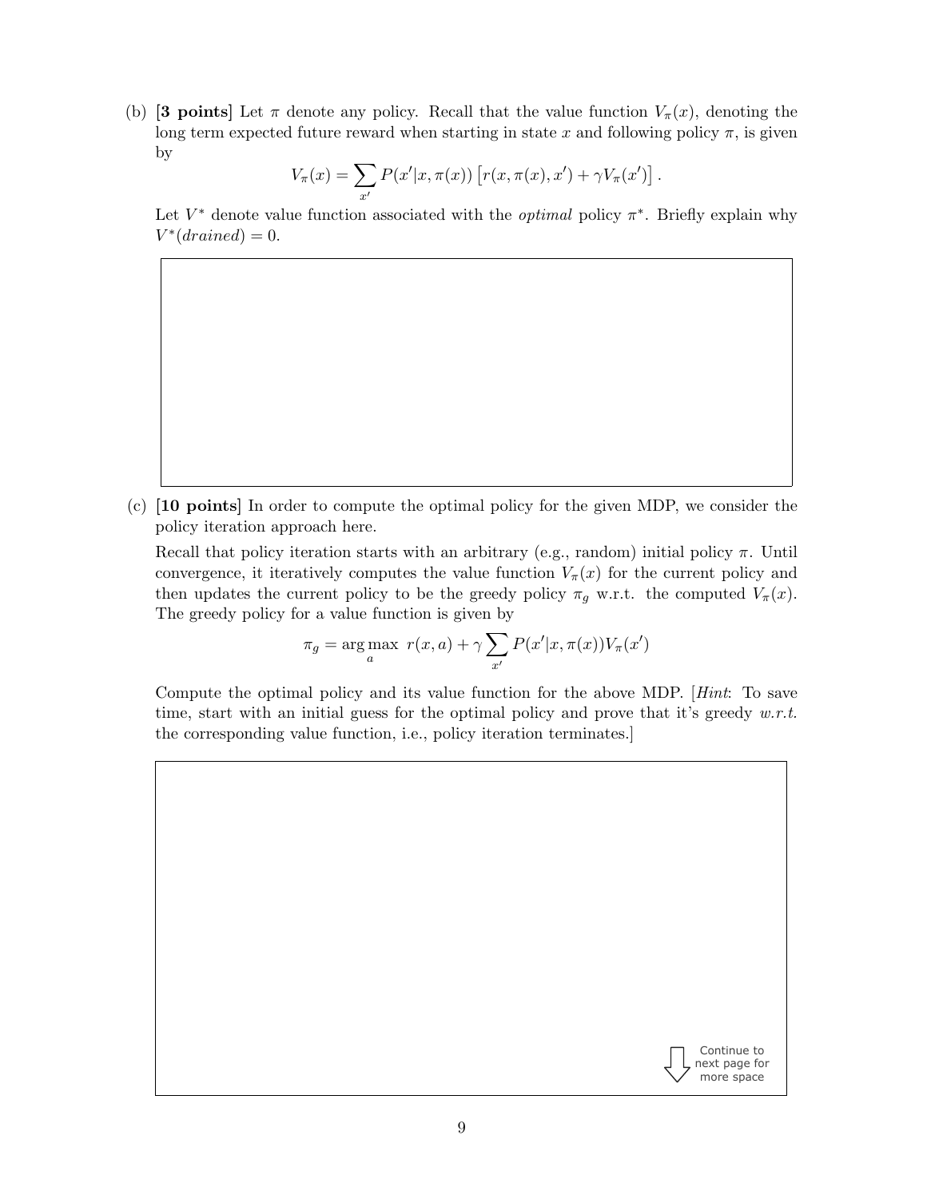(b) **[3 points]** Let $\pi$ denote any policy. Recall that the value function $V_\pi(x)$, denoting the long term expected future reward when starting in state $x$ and following policy $\pi$, is given by

$$V_\pi(x) = \sum_{x'} P(x'|x, \pi(x)) \left[ r(x, \pi(x), x') + \gamma V_\pi(x') \right].$$

Let $V^*$ denote value function associated with the *optimal* policy $\pi^*$. Briefly explain why $V^*(drained) = 0$.

(c) **[10 points]** In order to compute the optimal policy for the given MDP, we consider the policy iteration approach here.

Recall that policy iteration starts with an arbitrary (e.g., random) initial policy $\pi$. Until convergence, it iteratively computes the value function $V_\pi(x)$ for the current policy and then updates the current policy to be the greedy policy $\pi_g$ w.r.t. the computed $V_\pi(x)$. The greedy policy for a value function is given by

$$\pi_g = \arg\max_a \; r(x, a) + \gamma \sum_{x'} P(x'|x, \pi(x)) V_\pi(x')$$

Compute the optimal policy and its value function for the above MDP. [*Hint*: To save time, start with an initial guess for the optimal policy and prove that it's greedy *w.r.t.* the corresponding value function, i.e., policy iteration terminates.]

Continue to next page for more space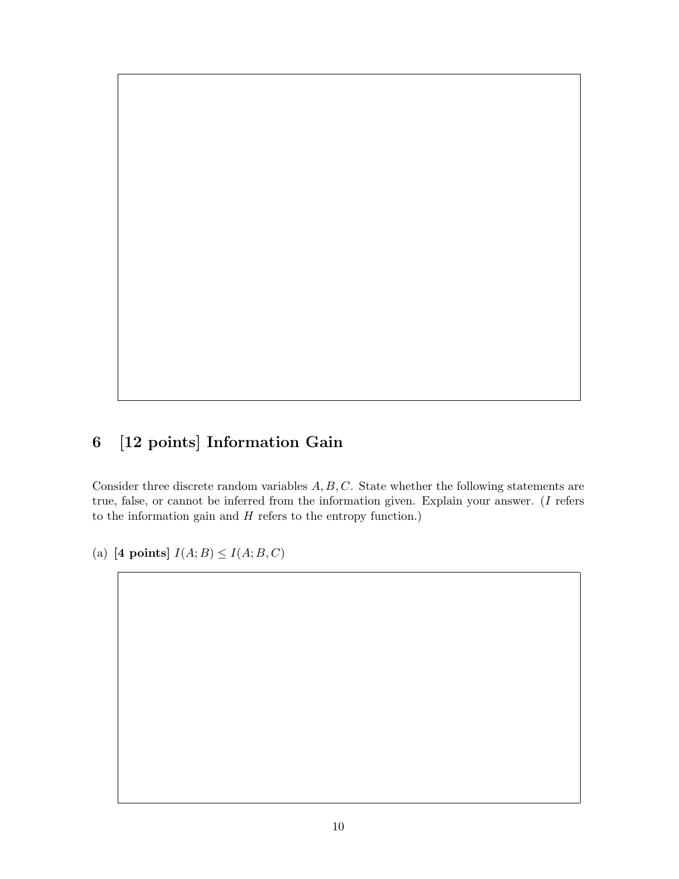## 6 [12 points] Information Gain

Consider three discrete random variables $A, B, C$. State whether the following statements are true, false, or cannot be inferred from the information given. Explain your answer. ($I$ refers to the information gain and $H$ refers to the entropy function.)

(a) **[4 points]** $I(A; B) \leq I(A; B, C)$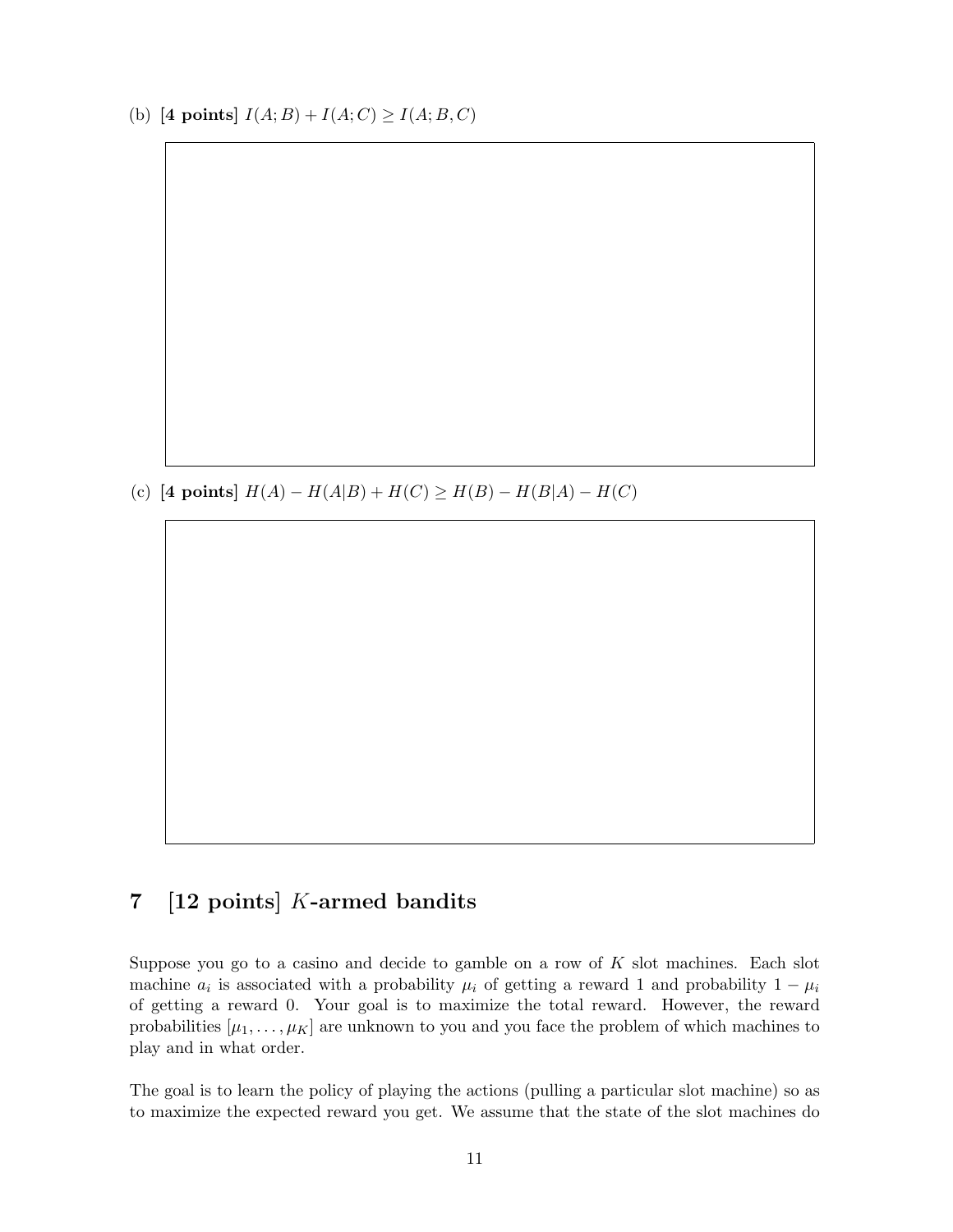(b) **[4 points]** $I(A; B) + I(A; C) \geq I(A; B, C)$

(c) **[4 points]** $H(A) - H(A|B) + H(C) \geq H(B) - H(B|A) - H(C)$

## 7 [12 points] $K$-armed bandits

Suppose you go to a casino and decide to gamble on a row of $K$ slot machines. Each slot machine $a_i$ is associated with a probability $\mu_i$ of getting a reward 1 and probability $1 - \mu_i$ of getting a reward 0. Your goal is to maximize the total reward. However, the reward probabilities $[\mu_1, \ldots, \mu_K]$ are unknown to you and you face the problem of which machines to play and in what order.

The goal is to learn the policy of playing the actions (pulling a particular slot machine) so as to maximize the expected reward you get. We assume that the state of the slot machines do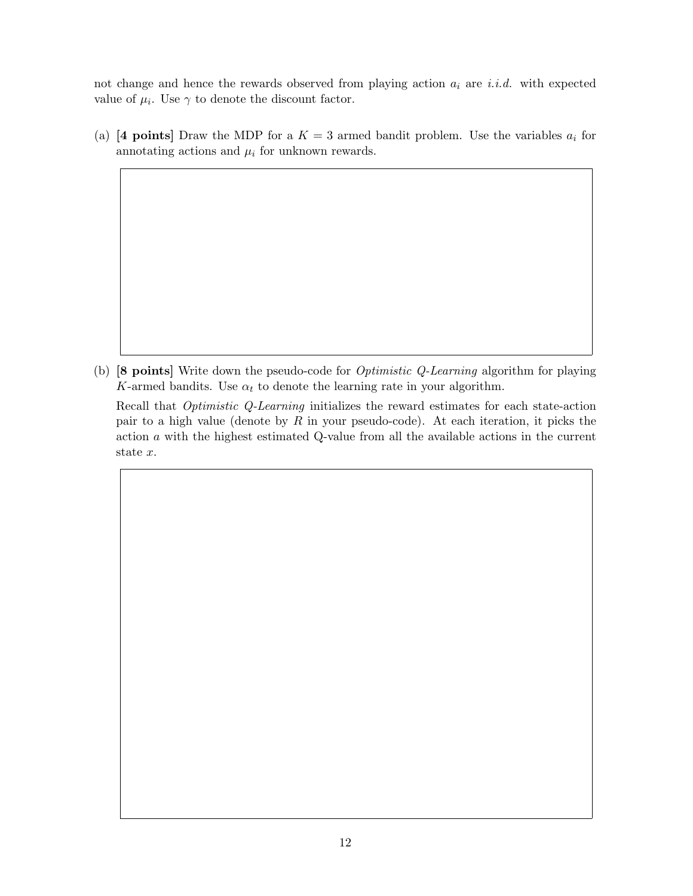not change and hence the rewards observed from playing action $a_i$ are *i.i.d.* with expected value of $\mu_i$. Use $\gamma$ to denote the discount factor.

(a) **[4 points]** Draw the MDP for a $K = 3$ armed bandit problem. Use the variables $a_i$ for annotating actions and $\mu_i$ for unknown rewards.

(b) **[8 points]** Write down the pseudo-code for *Optimistic Q-Learning* algorithm for playing $K$-armed bandits. Use $\alpha_t$ to denote the learning rate in your algorithm.

Recall that *Optimistic Q-Learning* initializes the reward estimates for each state-action pair to a high value (denote by $R$ in your pseudo-code). At each iteration, it picks the action $a$ with the highest estimated Q-value from all the available actions in the current state $x$.